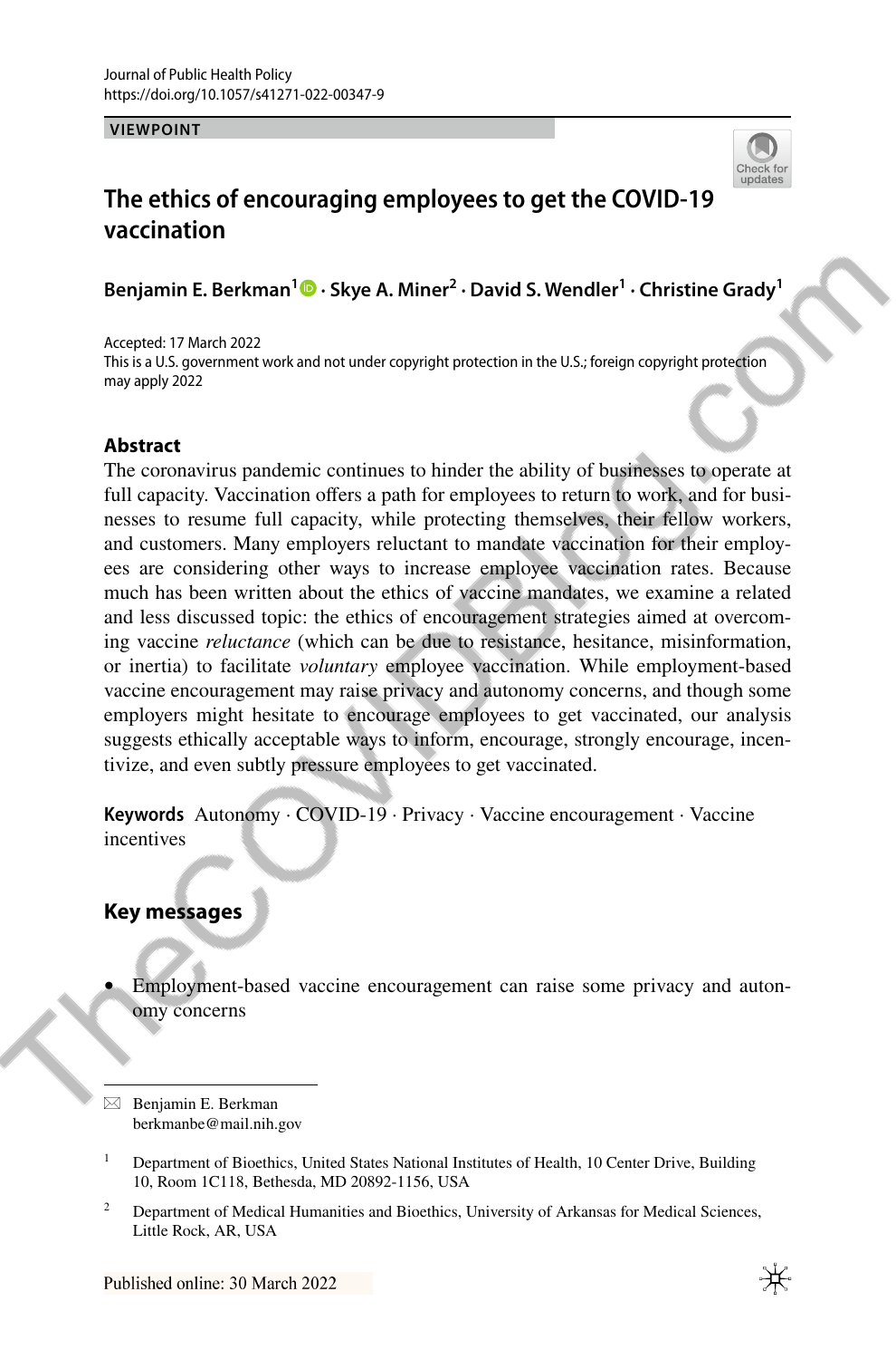Journal of Public Health Policy
https://doi.org/10.1057/s41271-022-00347-9

**VIEWPOINT**

# The ethics of encouraging employees to get the COVID-19 vaccination

**Benjamin E. Berkman[1] · Skye A. Miner[2] · David S. Wendler[1] · Christine Grady[1]**

Accepted: 17 March 2022
This is a U.S. government work and not under copyright protection in the U.S.; foreign copyright protection may apply 2022

## Abstract

The coronavirus pandemic continues to hinder the ability of businesses to operate at full capacity. Vaccination offers a path for employees to return to work, and for businesses to resume full capacity, while protecting themselves, their fellow workers, and customers. Many employers reluctant to mandate vaccination for their employees are considering other ways to increase employee vaccination rates. Because much has been written about the ethics of vaccine mandates, we examine a related and less discussed topic: the ethics of encouragement strategies aimed at overcoming vaccine *reluctance* (which can be due to resistance, hesitance, misinformation, or inertia) to facilitate *voluntary* employee vaccination. While employment-based vaccine encouragement may raise privacy and autonomy concerns, and though some employers might hesitate to encourage employees to get vaccinated, our analysis suggests ethically acceptable ways to inform, encourage, strongly encourage, incentivize, and even subtly pressure employees to get vaccinated.

**Keywords** Autonomy · COVID-19 · Privacy · Vaccine encouragement · Vaccine incentives

## Key messages

- Employment-based vaccine encouragement can raise some privacy and autonomy concerns

---

✉ Benjamin E. Berkman
berkmanbe@mail.nih.gov

[1] Department of Bioethics, United States National Institutes of Health, 10 Center Drive, Building 10, Room 1C118, Bethesda, MD 20892-1156, USA

[2] Department of Medical Humanities and Bioethics, University of Arkansas for Medical Sciences, Little Rock, AR, USA

Published online: 30 March 2022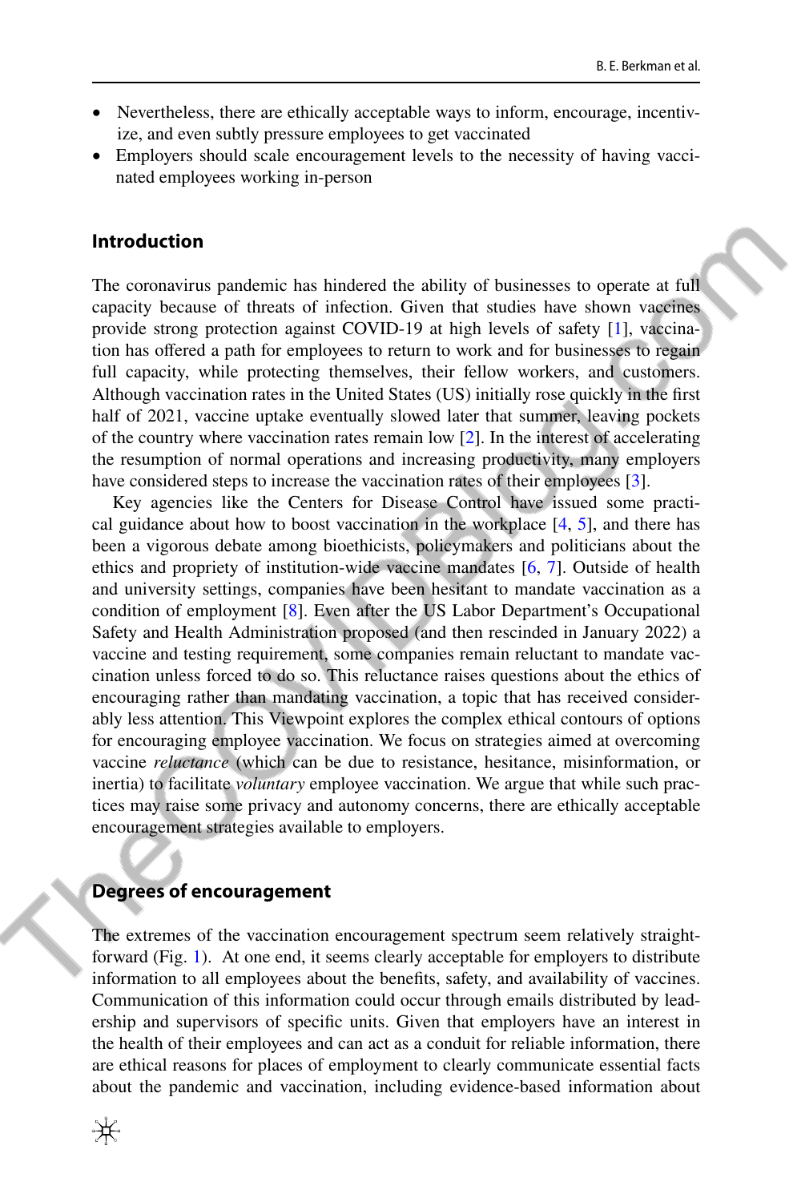- Nevertheless, there are ethically acceptable ways to inform, encourage, incentivize, and even subtly pressure employees to get vaccinated
- Employers should scale encouragement levels to the necessity of having vaccinated employees working in-person

## Introduction

The coronavirus pandemic has hindered the ability of businesses to operate at full capacity because of threats of infection. Given that studies have shown vaccines provide strong protection against COVID-19 at high levels of safety [1], vaccination has offered a path for employees to return to work and for businesses to regain full capacity, while protecting themselves, their fellow workers, and customers. Although vaccination rates in the United States (US) initially rose quickly in the first half of 2021, vaccine uptake eventually slowed later that summer, leaving pockets of the country where vaccination rates remain low [2]. In the interest of accelerating the resumption of normal operations and increasing productivity, many employers have considered steps to increase the vaccination rates of their employees [3].

Key agencies like the Centers for Disease Control have issued some practical guidance about how to boost vaccination in the workplace [4, 5], and there has been a vigorous debate among bioethicists, policymakers and politicians about the ethics and propriety of institution-wide vaccine mandates [6, 7]. Outside of health and university settings, companies have been hesitant to mandate vaccination as a condition of employment [8]. Even after the US Labor Department's Occupational Safety and Health Administration proposed (and then rescinded in January 2022) a vaccine and testing requirement, some companies remain reluctant to mandate vaccination unless forced to do so. This reluctance raises questions about the ethics of encouraging rather than mandating vaccination, a topic that has received considerably less attention. This Viewpoint explores the complex ethical contours of options for encouraging employee vaccination. We focus on strategies aimed at overcoming vaccine *reluctance* (which can be due to resistance, hesitance, misinformation, or inertia) to facilitate *voluntary* employee vaccination. We argue that while such practices may raise some privacy and autonomy concerns, there are ethically acceptable encouragement strategies available to employers.

## Degrees of encouragement

The extremes of the vaccination encouragement spectrum seem relatively straightforward (Fig. 1). At one end, it seems clearly acceptable for employers to distribute information to all employees about the benefits, safety, and availability of vaccines. Communication of this information could occur through emails distributed by leadership and supervisors of specific units. Given that employers have an interest in the health of their employees and can act as a conduit for reliable information, there are ethical reasons for places of employment to clearly communicate essential facts about the pandemic and vaccination, including evidence-based information about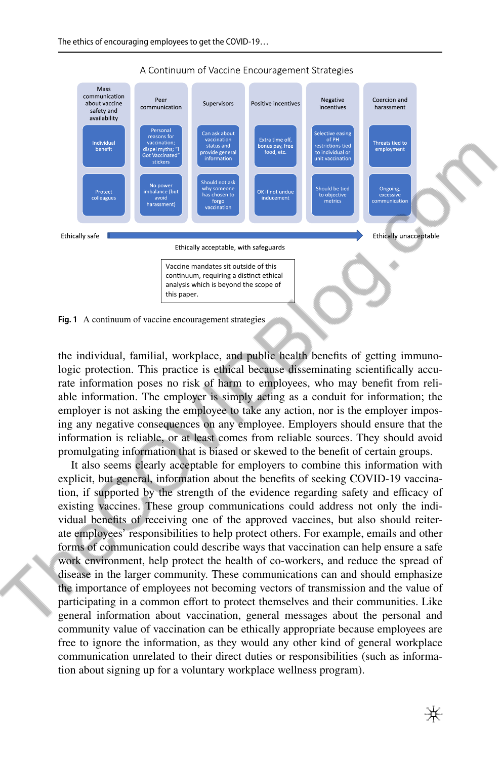A Continuum of Vaccine Encouragement Strategies

| Mass communication about vaccine safety and availability | Peer communication | Supervisors | Positive incentives | Negative incentives | Coercion and harassment |
|---|---|---|---|---|---|
| Individual benefit | Personal reasons for vaccination; dispel myths; "I Got Vaccinated" stickers | Can ask about vaccination status and provide general information | Extra time off, bonus pay, free food, etc. | Selective easing of PH restrictions tied to individual or unit vaccination | Threats tied to employment |
| Protect colleagues | No power imbalance (but avoid harassment) | Should not ask why someone has chosen to forgo vaccination | OK if not undue inducement | Should be tied to objective metrics | Ongoing, excessive communication |

Ethically safe → Ethically unacceptable

Ethically acceptable, with safeguards

Vaccine mandates sit outside of this continuum, requiring a distinct ethical analysis which is beyond the scope of this paper.

**Fig. 1** A continuum of vaccine encouragement strategies

the individual, familial, workplace, and public health benefits of getting immunologic protection. This practice is ethical because disseminating scientifically accurate information poses no risk of harm to employees, who may benefit from reliable information. The employer is simply acting as a conduit for information; the employer is not asking the employee to take any action, nor is the employer imposing any negative consequences on any employee. Employers should ensure that the information is reliable, or at least comes from reliable sources. They should avoid promulgating information that is biased or skewed to the benefit of certain groups.

It also seems clearly acceptable for employers to combine this information with explicit, but general, information about the benefits of seeking COVID-19 vaccination, if supported by the strength of the evidence regarding safety and efficacy of existing vaccines. These group communications could address not only the individual benefits of receiving one of the approved vaccines, but also should reiterate employees' responsibilities to help protect others. For example, emails and other forms of communication could describe ways that vaccination can help ensure a safe work environment, help protect the health of co-workers, and reduce the spread of disease in the larger community. These communications can and should emphasize the importance of employees not becoming vectors of transmission and the value of participating in a common effort to protect themselves and their communities. Like general information about vaccination, general messages about the personal and community value of vaccination can be ethically appropriate because employees are free to ignore the information, as they would any other kind of general workplace communication unrelated to their direct duties or responsibilities (such as information about signing up for a voluntary workplace wellness program).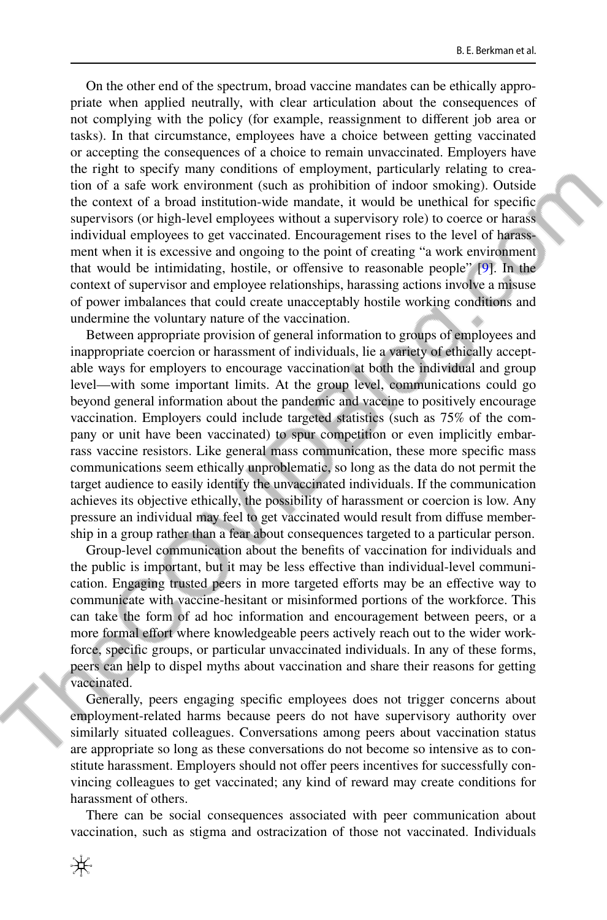On the other end of the spectrum, broad vaccine mandates can be ethically appropriate when applied neutrally, with clear articulation about the consequences of not complying with the policy (for example, reassignment to different job area or tasks). In that circumstance, employees have a choice between getting vaccinated or accepting the consequences of a choice to remain unvaccinated. Employers have the right to specify many conditions of employment, particularly relating to creation of a safe work environment (such as prohibition of indoor smoking). Outside the context of a broad institution-wide mandate, it would be unethical for specific supervisors (or high-level employees without a supervisory role) to coerce or harass individual employees to get vaccinated. Encouragement rises to the level of harassment when it is excessive and ongoing to the point of creating "a work environment that would be intimidating, hostile, or offensive to reasonable people" [9]. In the context of supervisor and employee relationships, harassing actions involve a misuse of power imbalances that could create unacceptably hostile working conditions and undermine the voluntary nature of the vaccination.

Between appropriate provision of general information to groups of employees and inappropriate coercion or harassment of individuals, lie a variety of ethically acceptable ways for employers to encourage vaccination at both the individual and group level—with some important limits. At the group level, communications could go beyond general information about the pandemic and vaccine to positively encourage vaccination. Employers could include targeted statistics (such as 75% of the company or unit have been vaccinated) to spur competition or even implicitly embarrass vaccine resistors. Like general mass communication, these more specific mass communications seem ethically unproblematic, so long as the data do not permit the target audience to easily identify the unvaccinated individuals. If the communication achieves its objective ethically, the possibility of harassment or coercion is low. Any pressure an individual may feel to get vaccinated would result from diffuse membership in a group rather than a fear about consequences targeted to a particular person.

Group-level communication about the benefits of vaccination for individuals and the public is important, but it may be less effective than individual-level communication. Engaging trusted peers in more targeted efforts may be an effective way to communicate with vaccine-hesitant or misinformed portions of the workforce. This can take the form of ad hoc information and encouragement between peers, or a more formal effort where knowledgeable peers actively reach out to the wider workforce, specific groups, or particular unvaccinated individuals. In any of these forms, peers can help to dispel myths about vaccination and share their reasons for getting vaccinated.

Generally, peers engaging specific employees does not trigger concerns about employment-related harms because peers do not have supervisory authority over similarly situated colleagues. Conversations among peers about vaccination status are appropriate so long as these conversations do not become so intensive as to constitute harassment. Employers should not offer peers incentives for successfully convincing colleagues to get vaccinated; any kind of reward may create conditions for harassment of others.

There can be social consequences associated with peer communication about vaccination, such as stigma and ostracization of those not vaccinated. Individuals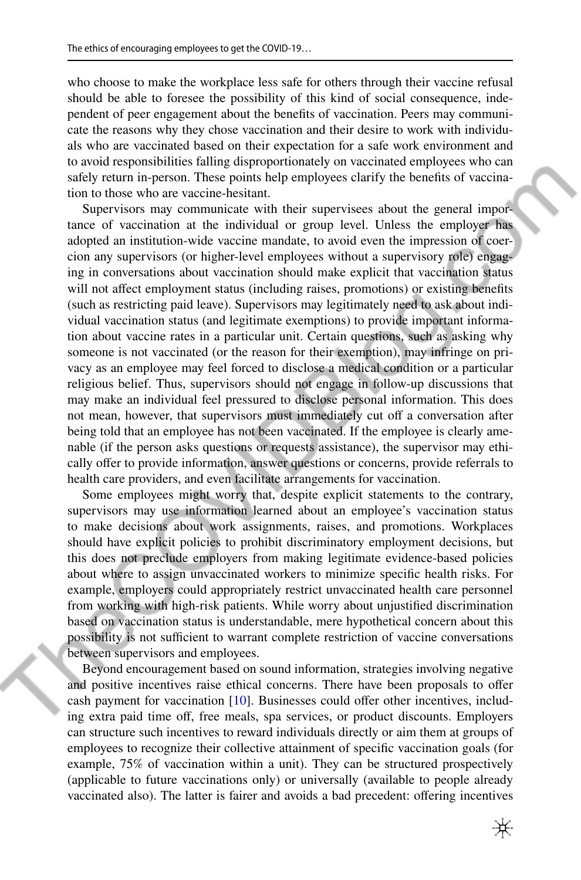who choose to make the workplace less safe for others through their vaccine refusal should be able to foresee the possibility of this kind of social consequence, independent of peer engagement about the benefits of vaccination. Peers may communicate the reasons why they chose vaccination and their desire to work with individuals who are vaccinated based on their expectation for a safe work environment and to avoid responsibilities falling disproportionately on vaccinated employees who can safely return in-person. These points help employees clarify the benefits of vaccination to those who are vaccine-hesitant.

Supervisors may communicate with their supervisees about the general importance of vaccination at the individual or group level. Unless the employer has adopted an institution-wide vaccine mandate, to avoid even the impression of coercion any supervisors (or higher-level employees without a supervisory role) engaging in conversations about vaccination should make explicit that vaccination status will not affect employment status (including raises, promotions) or existing benefits (such as restricting paid leave). Supervisors may legitimately need to ask about individual vaccination status (and legitimate exemptions) to provide important information about vaccine rates in a particular unit. Certain questions, such as asking why someone is not vaccinated (or the reason for their exemption), may infringe on privacy as an employee may feel forced to disclose a medical condition or a particular religious belief. Thus, supervisors should not engage in follow-up discussions that may make an individual feel pressured to disclose personal information. This does not mean, however, that supervisors must immediately cut off a conversation after being told that an employee has not been vaccinated. If the employee is clearly amenable (if the person asks questions or requests assistance), the supervisor may ethically offer to provide information, answer questions or concerns, provide referrals to health care providers, and even facilitate arrangements for vaccination.

Some employees might worry that, despite explicit statements to the contrary, supervisors may use information learned about an employee's vaccination status to make decisions about work assignments, raises, and promotions. Workplaces should have explicit policies to prohibit discriminatory employment decisions, but this does not preclude employers from making legitimate evidence-based policies about where to assign unvaccinated workers to minimize specific health risks. For example, employers could appropriately restrict unvaccinated health care personnel from working with high-risk patients. While worry about unjustified discrimination based on vaccination status is understandable, mere hypothetical concern about this possibility is not sufficient to warrant complete restriction of vaccine conversations between supervisors and employees.

Beyond encouragement based on sound information, strategies involving negative and positive incentives raise ethical concerns. There have been proposals to offer cash payment for vaccination [10]. Businesses could offer other incentives, including extra paid time off, free meals, spa services, or product discounts. Employers can structure such incentives to reward individuals directly or aim them at groups of employees to recognize their collective attainment of specific vaccination goals (for example, 75% of vaccination within a unit). They can be structured prospectively (applicable to future vaccinations only) or universally (available to people already vaccinated also). The latter is fairer and avoids a bad precedent: offering incentives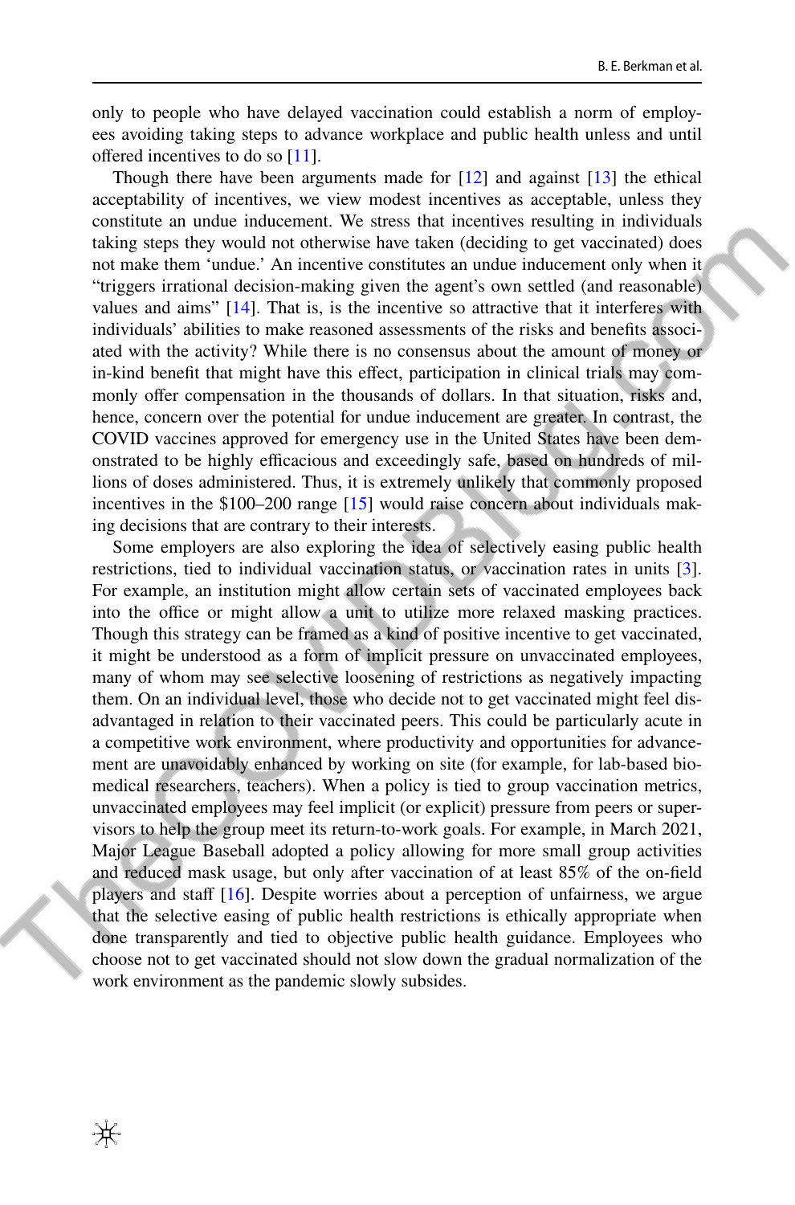only to people who have delayed vaccination could establish a norm of employees avoiding taking steps to advance workplace and public health unless and until offered incentives to do so [11].

Though there have been arguments made for [12] and against [13] the ethical acceptability of incentives, we view modest incentives as acceptable, unless they constitute an undue inducement. We stress that incentives resulting in individuals taking steps they would not otherwise have taken (deciding to get vaccinated) does not make them 'undue.' An incentive constitutes an undue inducement only when it "triggers irrational decision-making given the agent's own settled (and reasonable) values and aims" [14]. That is, is the incentive so attractive that it interferes with individuals' abilities to make reasoned assessments of the risks and benefits associated with the activity? While there is no consensus about the amount of money or in-kind benefit that might have this effect, participation in clinical trials may commonly offer compensation in the thousands of dollars. In that situation, risks and, hence, concern over the potential for undue inducement are greater. In contrast, the COVID vaccines approved for emergency use in the United States have been demonstrated to be highly efficacious and exceedingly safe, based on hundreds of millions of doses administered. Thus, it is extremely unlikely that commonly proposed incentives in the \$100–200 range [15] would raise concern about individuals making decisions that are contrary to their interests.

Some employers are also exploring the idea of selectively easing public health restrictions, tied to individual vaccination status, or vaccination rates in units [3]. For example, an institution might allow certain sets of vaccinated employees back into the office or might allow a unit to utilize more relaxed masking practices. Though this strategy can be framed as a kind of positive incentive to get vaccinated, it might be understood as a form of implicit pressure on unvaccinated employees, many of whom may see selective loosening of restrictions as negatively impacting them. On an individual level, those who decide not to get vaccinated might feel disadvantaged in relation to their vaccinated peers. This could be particularly acute in a competitive work environment, where productivity and opportunities for advancement are unavoidably enhanced by working on site (for example, for lab-based biomedical researchers, teachers). When a policy is tied to group vaccination metrics, unvaccinated employees may feel implicit (or explicit) pressure from peers or supervisors to help the group meet its return-to-work goals. For example, in March 2021, Major League Baseball adopted a policy allowing for more small group activities and reduced mask usage, but only after vaccination of at least 85% of the on-field players and staff [16]. Despite worries about a perception of unfairness, we argue that the selective easing of public health restrictions is ethically appropriate when done transparently and tied to objective public health guidance. Employees who choose not to get vaccinated should not slow down the gradual normalization of the work environment as the pandemic slowly subsides.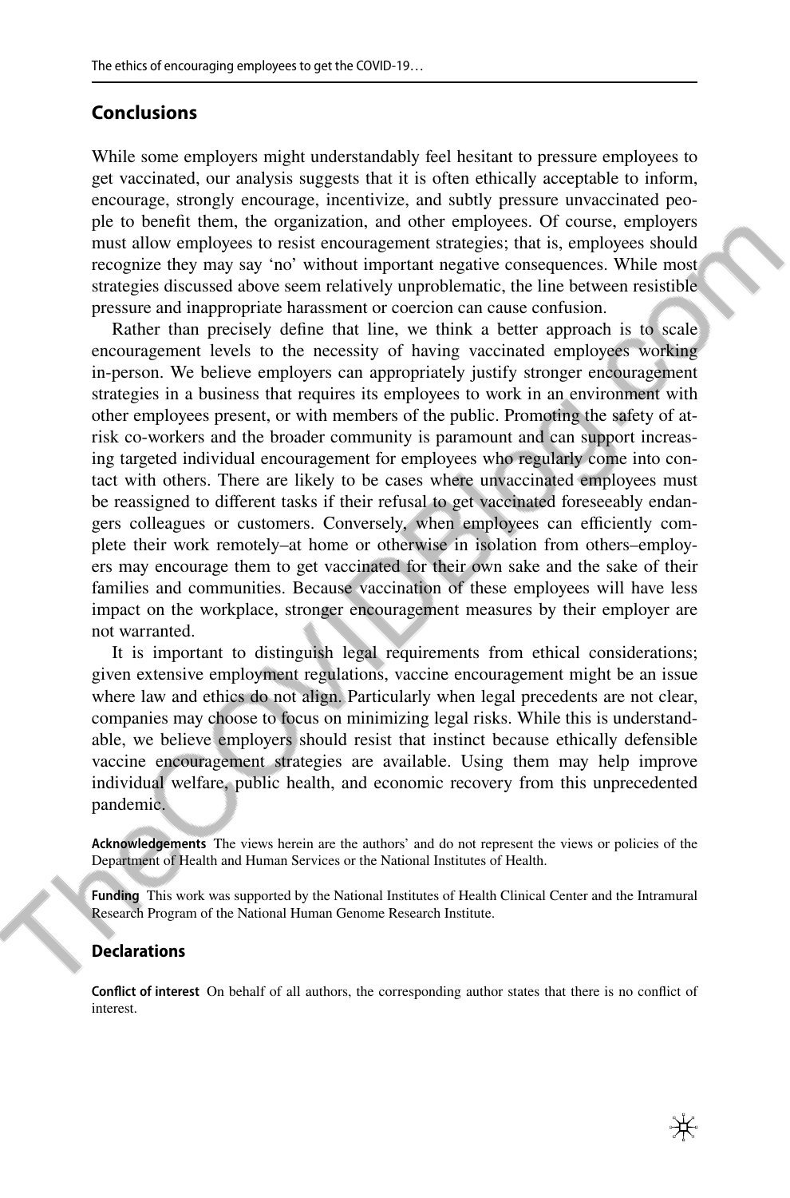## Conclusions

While some employers might understandably feel hesitant to pressure employees to get vaccinated, our analysis suggests that it is often ethically acceptable to inform, encourage, strongly encourage, incentivize, and subtly pressure unvaccinated people to benefit them, the organization, and other employees. Of course, employers must allow employees to resist encouragement strategies; that is, employees should recognize they may say 'no' without important negative consequences. While most strategies discussed above seem relatively unproblematic, the line between resistible pressure and inappropriate harassment or coercion can cause confusion.

Rather than precisely define that line, we think a better approach is to scale encouragement levels to the necessity of having vaccinated employees working in-person. We believe employers can appropriately justify stronger encouragement strategies in a business that requires its employees to work in an environment with other employees present, or with members of the public. Promoting the safety of at-risk co-workers and the broader community is paramount and can support increasing targeted individual encouragement for employees who regularly come into contact with others. There are likely to be cases where unvaccinated employees must be reassigned to different tasks if their refusal to get vaccinated foreseeably endangers colleagues or customers. Conversely, when employees can efficiently complete their work remotely–at home or otherwise in isolation from others–employers may encourage them to get vaccinated for their own sake and the sake of their families and communities. Because vaccination of these employees will have less impact on the workplace, stronger encouragement measures by their employer are not warranted.

It is important to distinguish legal requirements from ethical considerations; given extensive employment regulations, vaccine encouragement might be an issue where law and ethics do not align. Particularly when legal precedents are not clear, companies may choose to focus on minimizing legal risks. While this is understandable, we believe employers should resist that instinct because ethically defensible vaccine encouragement strategies are available. Using them may help improve individual welfare, public health, and economic recovery from this unprecedented pandemic.

**Acknowledgements** The views herein are the authors' and do not represent the views or policies of the Department of Health and Human Services or the National Institutes of Health.

**Funding** This work was supported by the National Institutes of Health Clinical Center and the Intramural Research Program of the National Human Genome Research Institute.

## Declarations

**Conflict of interest** On behalf of all authors, the corresponding author states that there is no conflict of interest.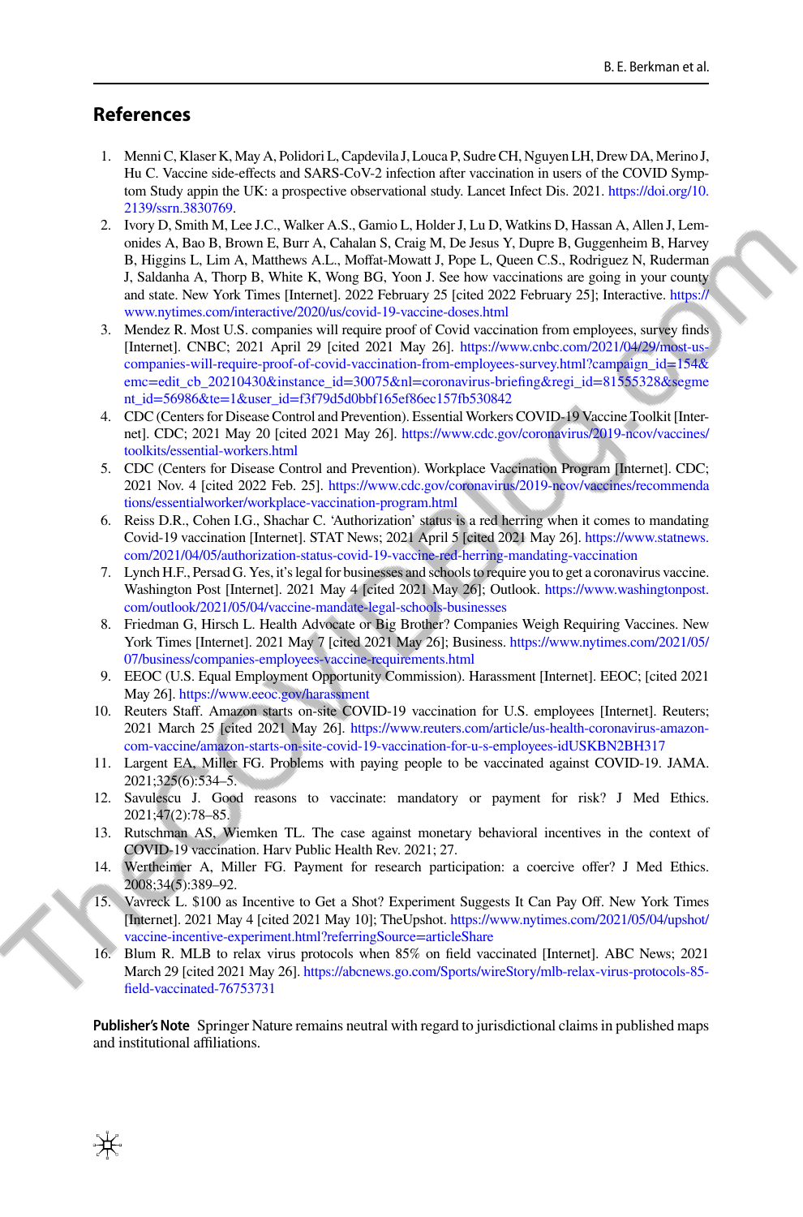## References

1. Menni C, Klaser K, May A, Polidori L, Capdevila J, Louca P, Sudre CH, Nguyen LH, Drew DA, Merino J, Hu C. Vaccine side-effects and SARS-CoV-2 infection after vaccination in users of the COVID Symptom Study appin the UK: a prospective observational study. Lancet Infect Dis. 2021. https://doi.org/10.2139/ssrn.3830769.
2. Ivory D, Smith M, Lee J.C., Walker A.S., Gamio L, Holder J, Lu D, Watkins D, Hassan A, Allen J, Lemonides A, Bao B, Brown E, Burr A, Cahalan S, Craig M, De Jesus Y, Dupre B, Guggenheim B, Harvey B, Higgins L, Lim A, Matthews A.L., Moffat-Mowatt J, Pope L, Queen C.S., Rodriguez N, Ruderman J, Saldanha A, Thorp B, White K, Wong BG, Yoon J. See how vaccinations are going in your county and state. New York Times [Internet]. 2022 February 25 [cited 2022 February 25]; Interactive. https://www.nytimes.com/interactive/2020/us/covid-19-vaccine-doses.html
3. Mendez R. Most U.S. companies will require proof of Covid vaccination from employees, survey finds [Internet]. CNBC; 2021 April 29 [cited 2021 May 26]. https://www.cnbc.com/2021/04/29/most-us-companies-will-require-proof-of-covid-vaccination-from-employees-survey.html?campaign_id=154&emc=edit_cb_20210430&instance_id=30075&nl=coronavirus-briefing&regi_id=81555328&segment_id=56986&te=1&user_id=f3f79d5d0bbf165ef86ec157fb530842
4. CDC (Centers for Disease Control and Prevention). Essential Workers COVID-19 Vaccine Toolkit [Internet]. CDC; 2021 May 20 [cited 2021 May 26]. https://www.cdc.gov/coronavirus/2019-ncov/vaccines/toolkits/essential-workers.html
5. CDC (Centers for Disease Control and Prevention). Workplace Vaccination Program [Internet]. CDC; 2021 Nov. 4 [cited 2022 Feb. 25]. https://www.cdc.gov/coronavirus/2019-ncov/vaccines/recommendations/essentialworker/workplace-vaccination-program.html
6. Reiss D.R., Cohen I.G., Shachar C. 'Authorization' status is a red herring when it comes to mandating Covid-19 vaccination [Internet]. STAT News; 2021 April 5 [cited 2021 May 26]. https://www.statnews.com/2021/04/05/authorization-status-covid-19-vaccine-red-herring-mandating-vaccination
7. Lynch H.F., Persad G. Yes, it's legal for businesses and schools to require you to get a coronavirus vaccine. Washington Post [Internet]. 2021 May 4 [cited 2021 May 26]; Outlook. https://www.washingtonpost.com/outlook/2021/05/04/vaccine-mandate-legal-schools-businesses
8. Friedman G, Hirsch L. Health Advocate or Big Brother? Companies Weigh Requiring Vaccines. New York Times [Internet]. 2021 May 7 [cited 2021 May 26]; Business. https://www.nytimes.com/2021/05/07/business/companies-employees-vaccine-requirements.html
9. EEOC (U.S. Equal Employment Opportunity Commission). Harassment [Internet]. EEOC; [cited 2021 May 26]. https://www.eeoc.gov/harassment
10. Reuters Staff. Amazon starts on-site COVID-19 vaccination for U.S. employees [Internet]. Reuters; 2021 March 25 [cited 2021 May 26]. https://www.reuters.com/article/us-health-coronavirus-amazon-com-vaccine/amazon-starts-on-site-covid-19-vaccination-for-u-s-employees-idUSKBN2BH317
11. Largent EA, Miller FG. Problems with paying people to be vaccinated against COVID-19. JAMA. 2021;325(6):534–5.
12. Savulescu J. Good reasons to vaccinate: mandatory or payment for risk? J Med Ethics. 2021;47(2):78–85.
13. Rutschman AS, Wiemken TL. The case against monetary behavioral incentives in the context of COVID-19 vaccination. Harv Public Health Rev. 2021; 27.
14. Wertheimer A, Miller FG. Payment for research participation: a coercive offer? J Med Ethics. 2008;34(5):389–92.
15. Vavreck L. $100 as Incentive to Get a Shot? Experiment Suggests It Can Pay Off. New York Times [Internet]. 2021 May 4 [cited 2021 May 10]; TheUpshot. https://www.nytimes.com/2021/05/04/upshot/vaccine-incentive-experiment.html?referringSource=articleShare
16. Blum R. MLB to relax virus protocols when 85% on field vaccinated [Internet]. ABC News; 2021 March 29 [cited 2021 May 26]. https://abcnews.go.com/Sports/wireStory/mlb-relax-virus-protocols-85-field-vaccinated-76753731

**Publisher's Note** Springer Nature remains neutral with regard to jurisdictional claims in published maps and institutional affiliations.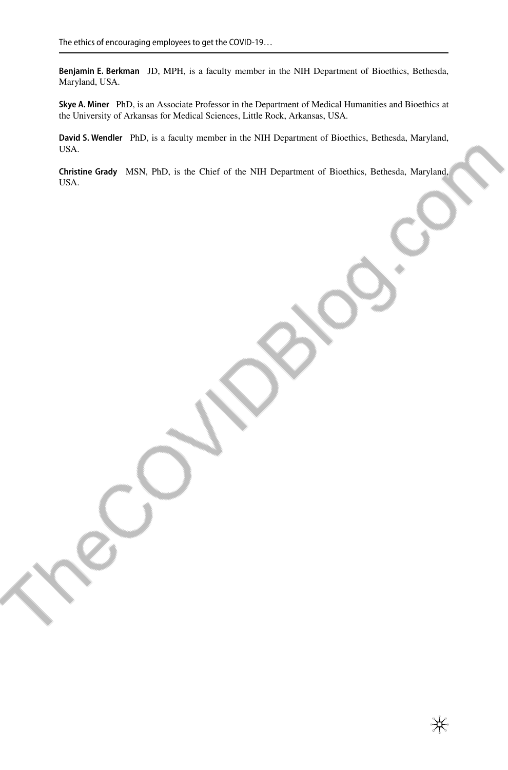**Benjamin E. Berkman** JD, MPH, is a faculty member in the NIH Department of Bioethics, Bethesda, Maryland, USA.

**Skye A. Miner** PhD, is an Associate Professor in the Department of Medical Humanities and Bioethics at the University of Arkansas for Medical Sciences, Little Rock, Arkansas, USA.

**David S. Wendler** PhD, is a faculty member in the NIH Department of Bioethics, Bethesda, Maryland, USA.

**Christine Grady** MSN, PhD, is the Chief of the NIH Department of Bioethics, Bethesda, Maryland, USA.